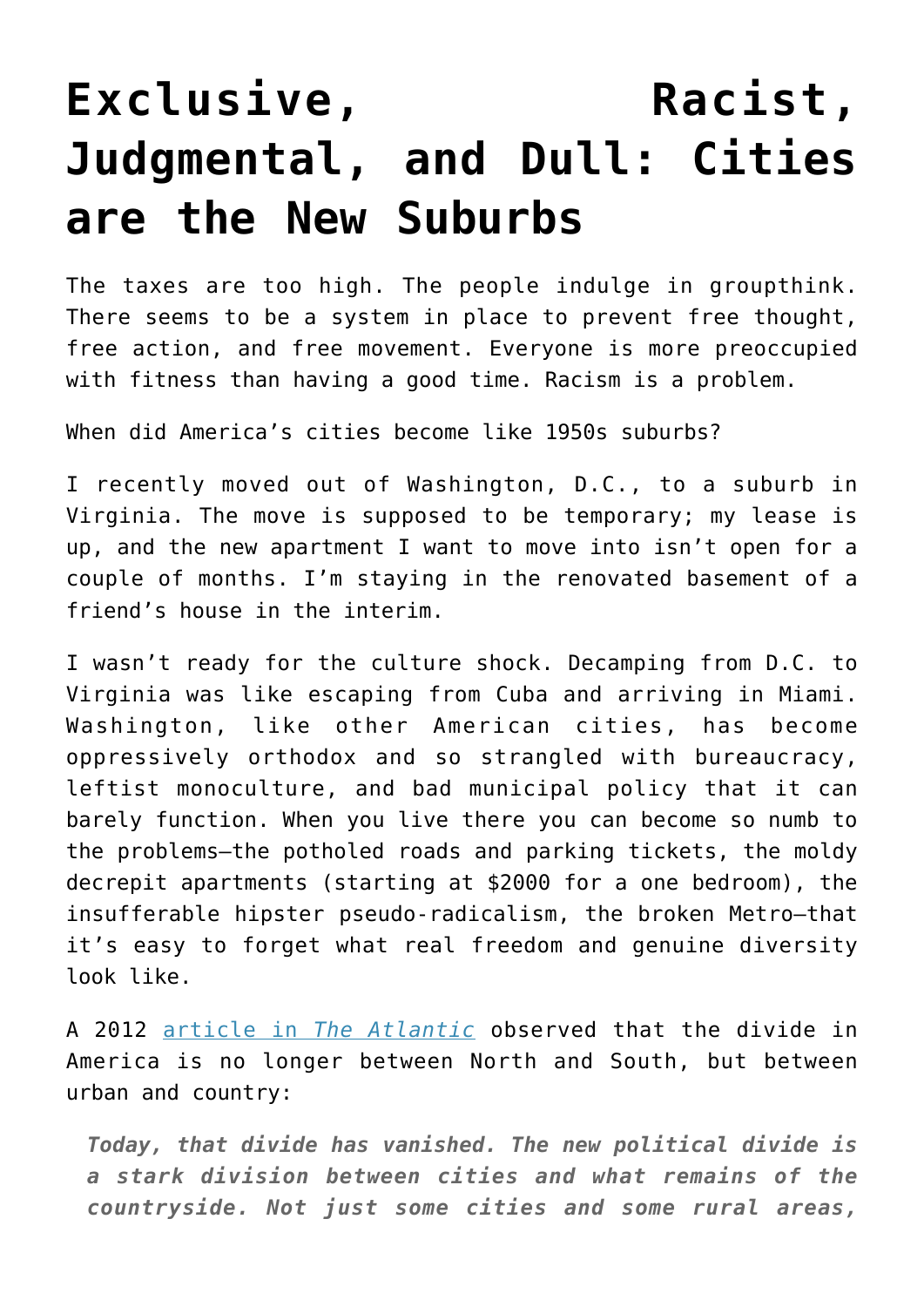# Exclusive, Racist, Judgmental, and Dull: Cities are the New Suburbs

The taxes are too high. The people indulge in groupthink. There seems to be a system in place to prevent free thought, free action, and free movement. Everyone is more preoccupied with fitness than having a good time. Racism is a problem.

When did America's cities become like 1950s suburbs?

I recently moved out of Washington, D.C., to a suburb in Virginia. The move is supposed to be temporary; my lease is up, and the new apartment I want to move into isn't open for a couple of months. I'm staying in the renovated basement of a friend's house in the interim.

I wasn't ready for the culture shock. Decamping from D.C. to Virginia was like escaping from Cuba and arriving in Miami. Washington, like other American cities, has become oppressively orthodox and so strangled with bureaucracy, leftist monoculture, and bad municipal policy that it can barely function. When you live there you can become so numb to the problems—the potholed roads and parking tickets, the moldy decrepit apartments (starting at $2000 for a one bedroom), the insufferable hipster pseudo-radicalism, the broken Metro—that it's easy to forget what real freedom and genuine diversity look like.

A 2012 [article in *The Atlantic*] observed that the divide in America is no longer between North and South, but between urban and country:

> ***Today, that divide has vanished. The new political divide is a stark division between cities and what remains of the countryside. Not just some cities and some rural areas,***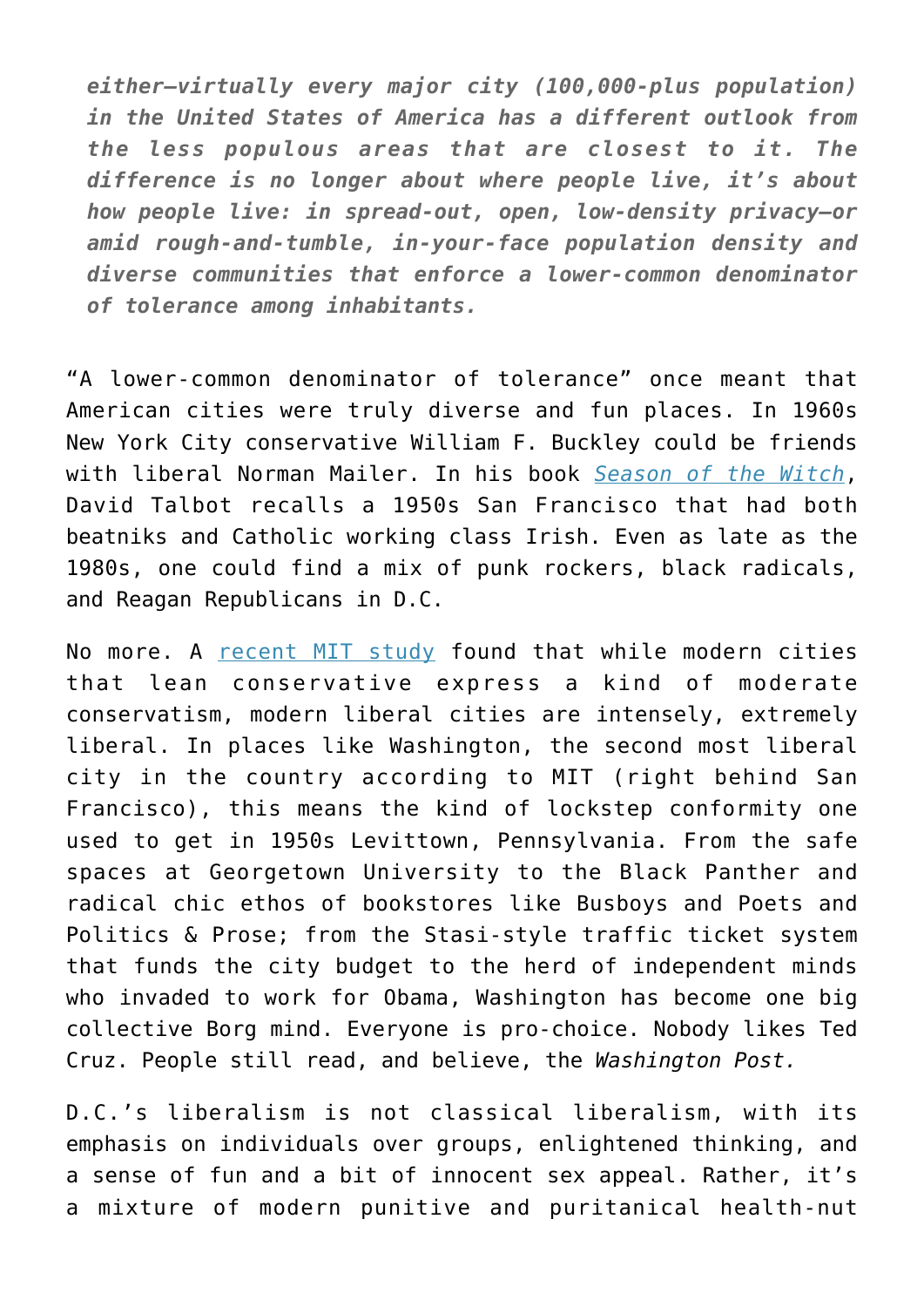*either—virtually every major city (100,000-plus population) in the United States of America has a different outlook from the less populous areas that are closest to it. The difference is no longer about where people live, it's about how people live: in spread-out, open, low-density privacy—or amid rough-and-tumble, in-your-face population density and diverse communities that enforce a lower-common denominator of tolerance among inhabitants.*

"A lower-common denominator of tolerance" once meant that American cities were truly diverse and fun places. In 1960s New York City conservative William F. Buckley could be friends with liberal Norman Mailer. In his book [*Season of the Witch*](), David Talbot recalls a 1950s San Francisco that had both beatniks and Catholic working class Irish. Even as late as the 1980s, one could find a mix of punk rockers, black radicals, and Reagan Republicans in D.C.

No more. A [recent MIT study]() found that while modern cities that lean conservative express a kind of moderate conservatism, modern liberal cities are intensely, extremely liberal. In places like Washington, the second most liberal city in the country according to MIT (right behind San Francisco), this means the kind of lockstep conformity one used to get in 1950s Levittown, Pennsylvania. From the safe spaces at Georgetown University to the Black Panther and radical chic ethos of bookstores like Busboys and Poets and Politics & Prose; from the Stasi-style traffic ticket system that funds the city budget to the herd of independent minds who invaded to work for Obama, Washington has become one big collective Borg mind. Everyone is pro-choice. Nobody likes Ted Cruz. People still read, and believe, the *Washington Post.*

D.C.'s liberalism is not classical liberalism, with its emphasis on individuals over groups, enlightened thinking, and a sense of fun and a bit of innocent sex appeal. Rather, it's a mixture of modern punitive and puritanical health-nut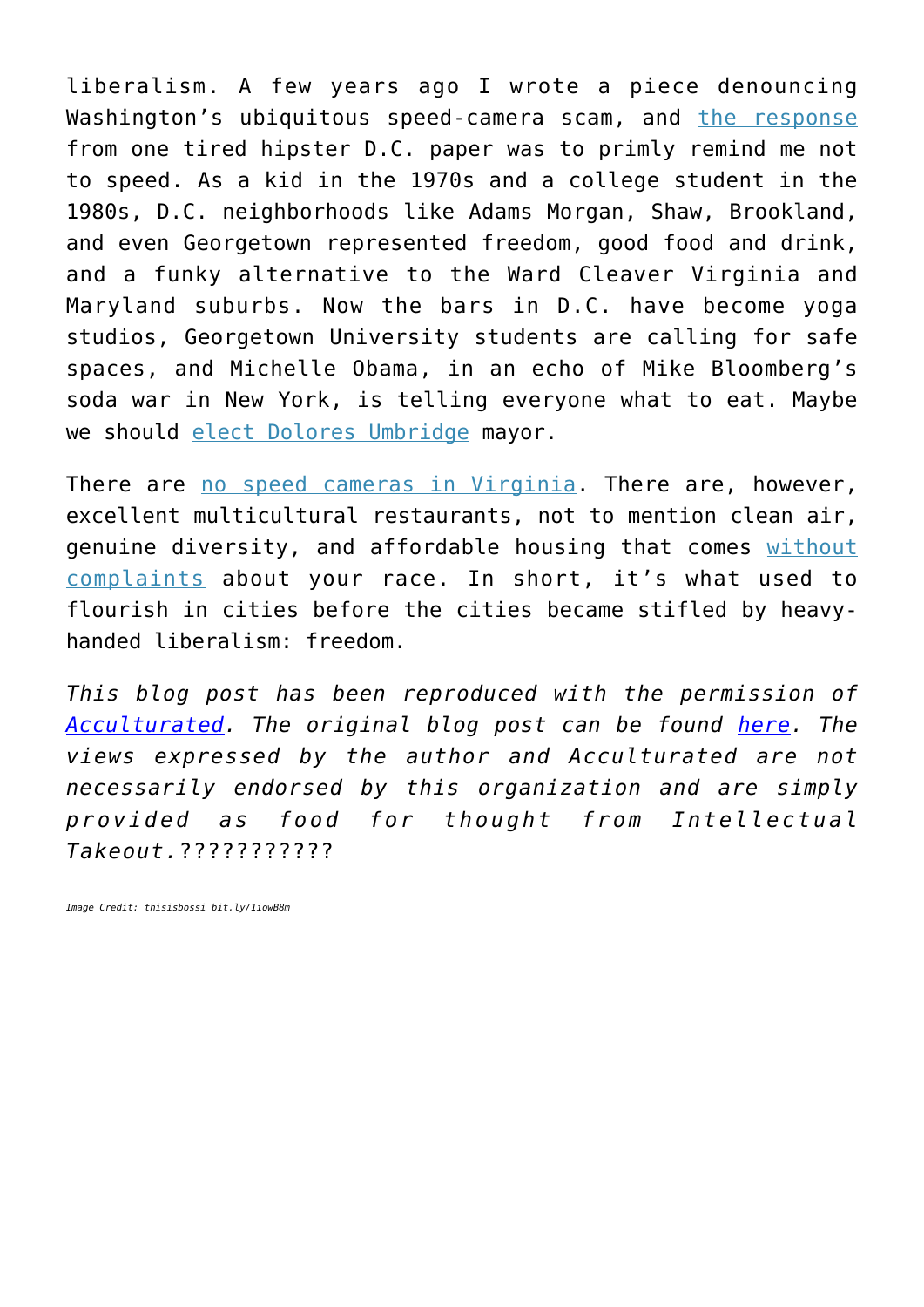liberalism. A few years ago I wrote a piece denouncing Washington's ubiquitous speed-camera scam, and the response from one tired hipster D.C. paper was to primly remind me not to speed. As a kid in the 1970s and a college student in the 1980s, D.C. neighborhoods like Adams Morgan, Shaw, Brookland, and even Georgetown represented freedom, good food and drink, and a funky alternative to the Ward Cleaver Virginia and Maryland suburbs. Now the bars in D.C. have become yoga studios, Georgetown University students are calling for safe spaces, and Michelle Obama, in an echo of Mike Bloomberg's soda war in New York, is telling everyone what to eat. Maybe we should elect Dolores Umbridge mayor.

There are no speed cameras in Virginia. There are, however, excellent multicultural restaurants, not to mention clean air, genuine diversity, and affordable housing that comes without complaints about your race. In short, it's what used to flourish in cities before the cities became stifled by heavy-handed liberalism: freedom.

*This blog post has been reproduced with the permission of Acculturated. The original blog post can be found here. The views expressed by the author and Acculturated are not necessarily endorsed by this organization and are simply provided as food for thought from Intellectual Takeout.*???????????

*Image Credit: thisisbossi bit.ly/1iowB8m*